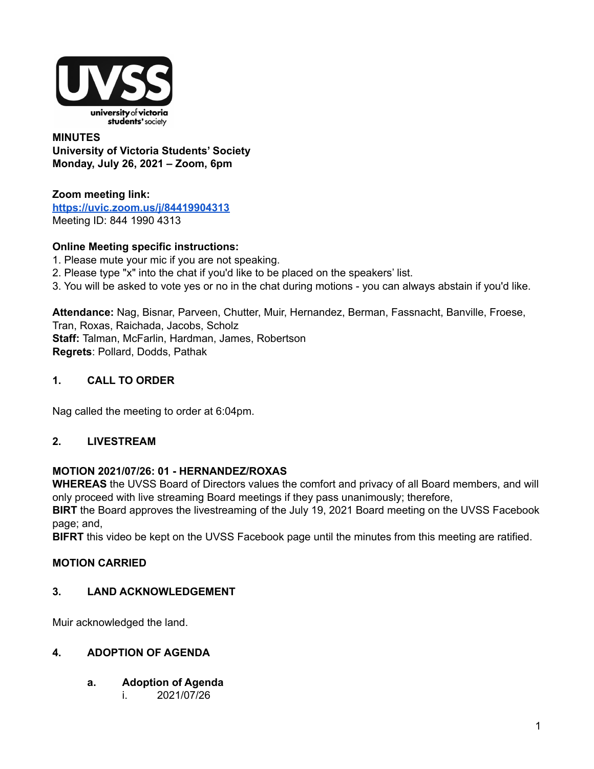**MINUTES**
**University of Victoria Students' Society**
**Monday, July 26, 2021 – Zoom, 6pm**

**Zoom meeting link:**
**https://uvic.zoom.us/j/84419904313**
Meeting ID: 844 1990 4313

**Online Meeting specific instructions:**
1. Please mute your mic if you are not speaking.
2. Please type "x" into the chat if you'd like to be placed on the speakers' list.
3. You will be asked to vote yes or no in the chat during motions - you can always abstain if you'd like.

**Attendance:** Nag, Bisnar, Parveen, Chutter, Muir, Hernandez, Berman, Fassnacht, Banville, Froese, Tran, Roxas, Raichada, Jacobs, Scholz
**Staff:** Talman, McFarlin, Hardman, James, Robertson
**Regrets**: Pollard, Dodds, Pathak

## 1. CALL TO ORDER

Nag called the meeting to order at 6:04pm.

## 2. LIVESTREAM

**MOTION 2021/07/26: 01 - HERNANDEZ/ROXAS**
**WHEREAS** the UVSS Board of Directors values the comfort and privacy of all Board members, and will only proceed with live streaming Board meetings if they pass unanimously; therefore,
**BIRT** the Board approves the livestreaming of the July 19, 2021 Board meeting on the UVSS Facebook page; and,
**BIFRT** this video be kept on the UVSS Facebook page until the minutes from this meeting are ratified.

**MOTION CARRIED**

## 3. LAND ACKNOWLEDGEMENT

Muir acknowledged the land.

## 4. ADOPTION OF AGENDA

### a. Adoption of Agenda

i. 2021/07/26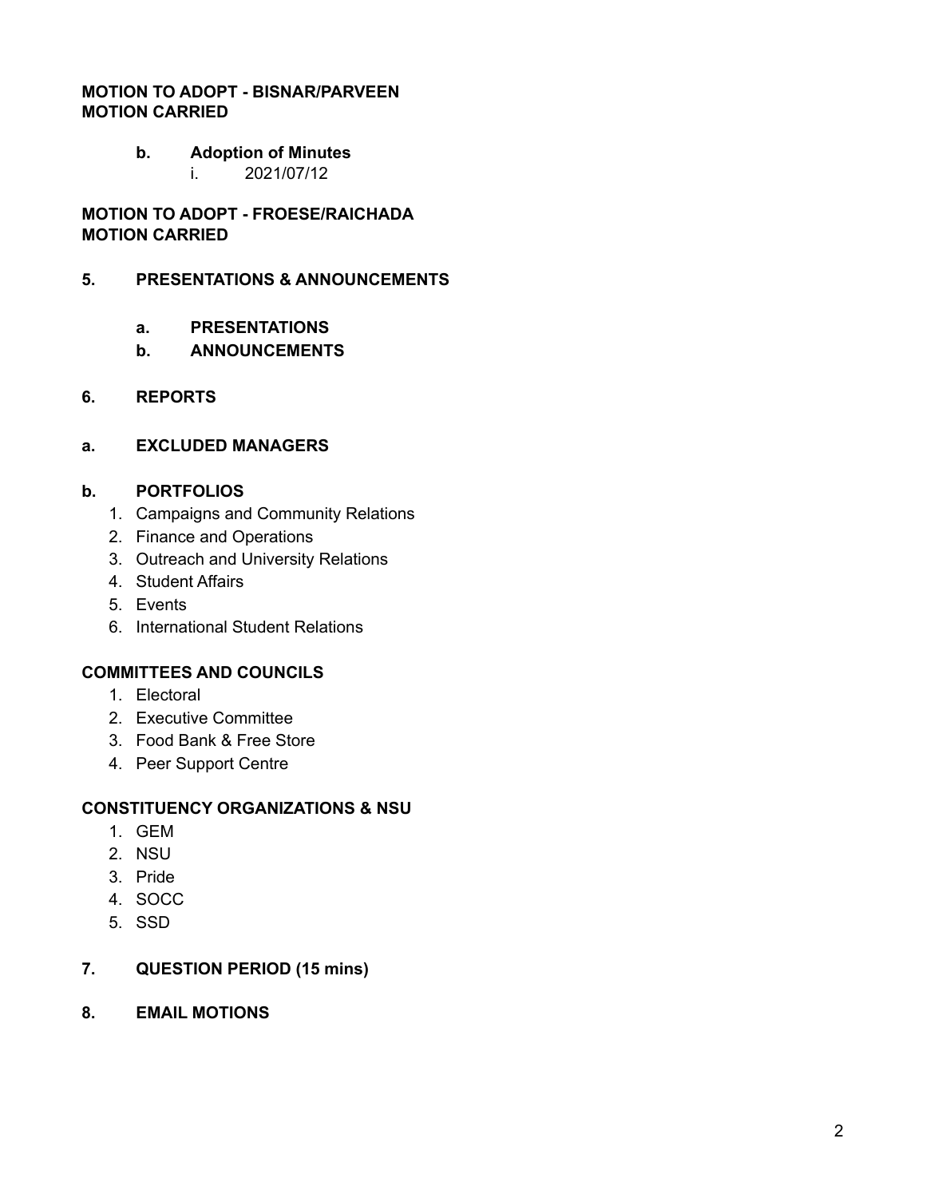**MOTION TO ADOPT - BISNAR/PARVEEN**
**MOTION CARRIED**

**b. Adoption of Minutes**

i. 2021/07/12

**MOTION TO ADOPT - FROESE/RAICHADA**
**MOTION CARRIED**

## 5. PRESENTATIONS & ANNOUNCEMENTS

### a. PRESENTATIONS

### b. ANNOUNCEMENTS

## 6. REPORTS

### a. EXCLUDED MANAGERS

### b. PORTFOLIOS

1. Campaigns and Community Relations
2. Finance and Operations
3. Outreach and University Relations
4. Student Affairs
5. Events
6. International Student Relations

### COMMITTEES AND COUNCILS

1. Electoral
2. Executive Committee
3. Food Bank & Free Store
4. Peer Support Centre

### CONSTITUENCY ORGANIZATIONS & NSU

1. GEM
2. NSU
3. Pride
4. SOCC
5. SSD

## 7. QUESTION PERIOD (15 mins)

## 8. EMAIL MOTIONS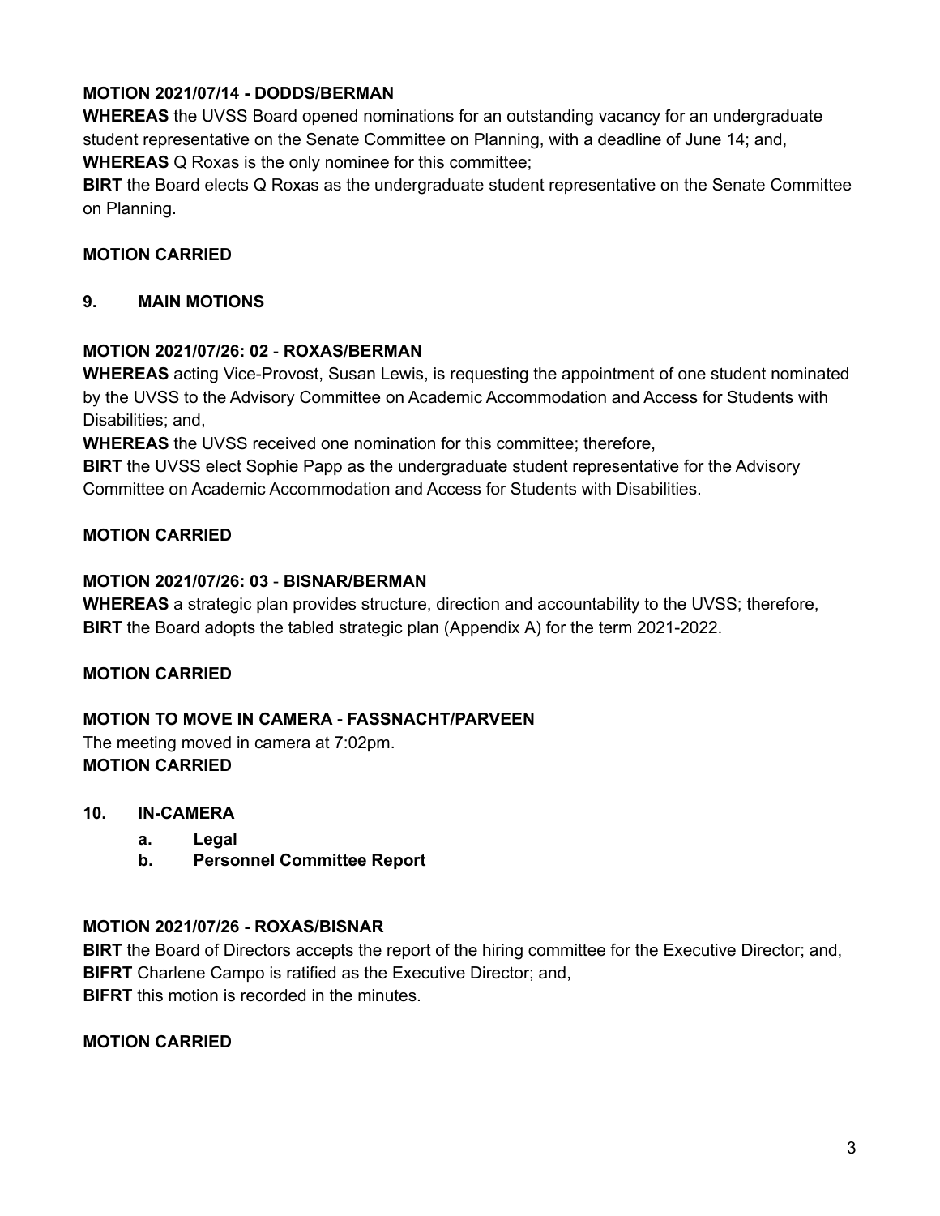**MOTION 2021/07/14 - DODDS/BERMAN**

**WHEREAS** the UVSS Board opened nominations for an outstanding vacancy for an undergraduate student representative on the Senate Committee on Planning, with a deadline of June 14; and,

**WHEREAS** Q Roxas is the only nominee for this committee;

**BIRT** the Board elects Q Roxas as the undergraduate student representative on the Senate Committee on Planning.

**MOTION CARRIED**

## 9. MAIN MOTIONS

**MOTION 2021/07/26: 02 - ROXAS/BERMAN**

**WHEREAS** acting Vice-Provost, Susan Lewis, is requesting the appointment of one student nominated by the UVSS to the Advisory Committee on Academic Accommodation and Access for Students with Disabilities; and,

**WHEREAS** the UVSS received one nomination for this committee; therefore,

**BIRT** the UVSS elect Sophie Papp as the undergraduate student representative for the Advisory Committee on Academic Accommodation and Access for Students with Disabilities.

**MOTION CARRIED**

**MOTION 2021/07/26: 03 - BISNAR/BERMAN**

**WHEREAS** a strategic plan provides structure, direction and accountability to the UVSS; therefore,

**BIRT** the Board adopts the tabled strategic plan (Appendix A) for the term 2021-2022.

**MOTION CARRIED**

**MOTION TO MOVE IN CAMERA - FASSNACHT/PARVEEN**

The meeting moved in camera at 7:02pm.

**MOTION CARRIED**

## 10. IN-CAMERA

- **a. Legal**
- **b. Personnel Committee Report**

**MOTION 2021/07/26 - ROXAS/BISNAR**

**BIRT** the Board of Directors accepts the report of the hiring committee for the Executive Director; and,

**BIFRT** Charlene Campo is ratified as the Executive Director; and,

**BIFRT** this motion is recorded in the minutes.

**MOTION CARRIED**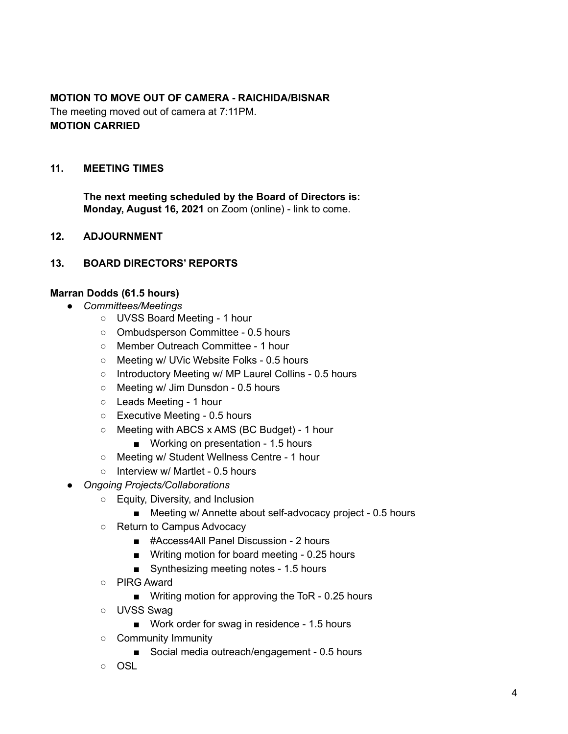**MOTION TO MOVE OUT OF CAMERA - RAICHIDA/BISNAR**

The meeting moved out of camera at 7:11PM.

**MOTION CARRIED**

## 11. MEETING TIMES

**The next meeting scheduled by the Board of Directors is:**
**Monday, August 16, 2021** on Zoom (online) - link to come.

## 12. ADJOURNMENT

## 13. BOARD DIRECTORS' REPORTS

**Marran Dodds (61.5 hours)**

- *Committees/Meetings*
  - UVSS Board Meeting - 1 hour
  - Ombudsperson Committee - 0.5 hours
  - Member Outreach Committee - 1 hour
  - Meeting w/ UVic Website Folks - 0.5 hours
  - Introductory Meeting w/ MP Laurel Collins - 0.5 hours
  - Meeting w/ Jim Dunsdon - 0.5 hours
  - Leads Meeting - 1 hour
  - Executive Meeting - 0.5 hours
  - Meeting with ABCS x AMS (BC Budget) - 1 hour
    - Working on presentation - 1.5 hours
  - Meeting w/ Student Wellness Centre - 1 hour
  - Interview w/ Martlet - 0.5 hours
- *Ongoing Projects/Collaborations*
  - Equity, Diversity, and Inclusion
    - Meeting w/ Annette about self-advocacy project - 0.5 hours
  - Return to Campus Advocacy
    - #Access4All Panel Discussion - 2 hours
    - Writing motion for board meeting - 0.25 hours
    - Synthesizing meeting notes - 1.5 hours
  - PIRG Award
    - Writing motion for approving the ToR - 0.25 hours
  - UVSS Swag
    - Work order for swag in residence - 1.5 hours
  - Community Immunity
    - Social media outreach/engagement - 0.5 hours
  - OSL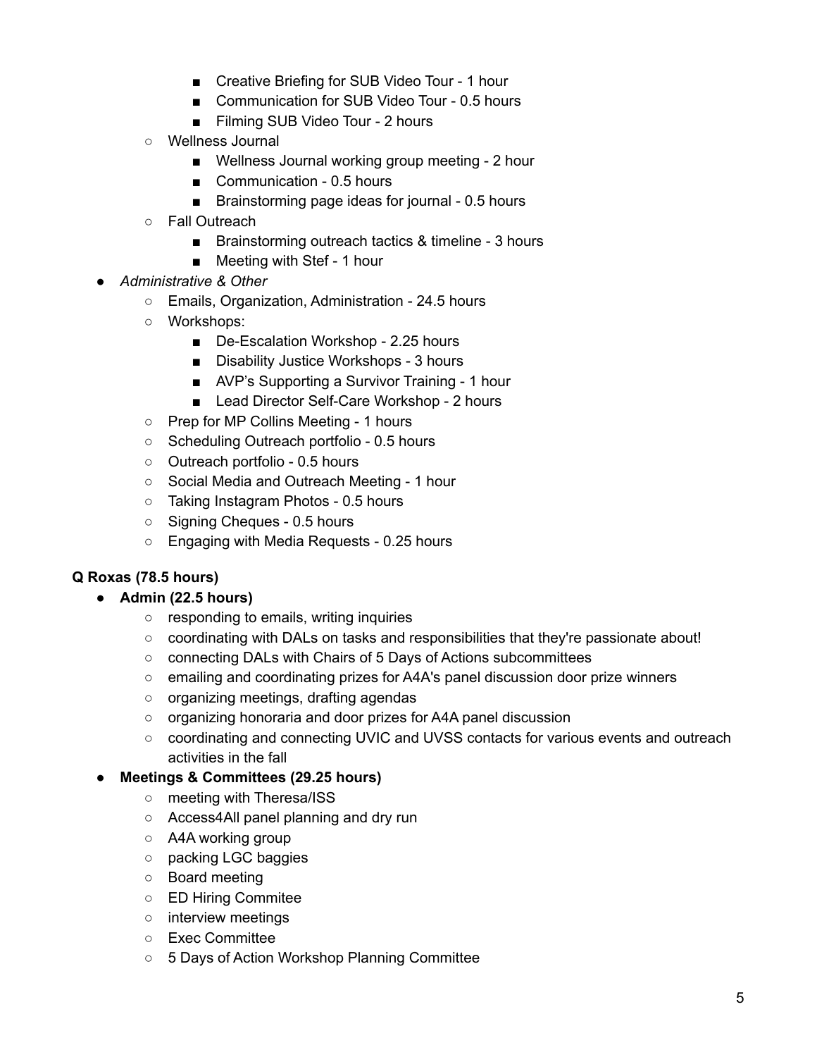- Creative Briefing for SUB Video Tour - 1 hour
        - Communication for SUB Video Tour - 0.5 hours
        - Filming SUB Video Tour - 2 hours
    - Wellness Journal
        - Wellness Journal working group meeting - 2 hour
        - Communication - 0.5 hours
        - Brainstorming page ideas for journal - 0.5 hours
    - Fall Outreach
        - Brainstorming outreach tactics & timeline - 3 hours
        - Meeting with Stef - 1 hour
- *Administrative & Other*
    - Emails, Organization, Administration - 24.5 hours
    - Workshops:
        - De-Escalation Workshop - 2.25 hours
        - Disability Justice Workshops - 3 hours
        - AVP's Supporting a Survivor Training - 1 hour
        - Lead Director Self-Care Workshop - 2 hours
    - Prep for MP Collins Meeting - 1 hours
    - Scheduling Outreach portfolio - 0.5 hours
    - Outreach portfolio - 0.5 hours
    - Social Media and Outreach Meeting - 1 hour
    - Taking Instagram Photos - 0.5 hours
    - Signing Cheques - 0.5 hours
    - Engaging with Media Requests - 0.25 hours

**Q Roxas (78.5 hours)**

- **Admin (22.5 hours)**
    - responding to emails, writing inquiries
    - coordinating with DALs on tasks and responsibilities that they're passionate about!
    - connecting DALs with Chairs of 5 Days of Actions subcommittees
    - emailing and coordinating prizes for A4A's panel discussion door prize winners
    - organizing meetings, drafting agendas
    - organizing honoraria and door prizes for A4A panel discussion
    - coordinating and connecting UVIC and UVSS contacts for various events and outreach activities in the fall
- **Meetings & Committees (29.25 hours)**
    - meeting with Theresa/ISS
    - Access4All panel planning and dry run
    - A4A working group
    - packing LGC baggies
    - Board meeting
    - ED Hiring Commitee
    - interview meetings
    - Exec Committee
    - 5 Days of Action Workshop Planning Committee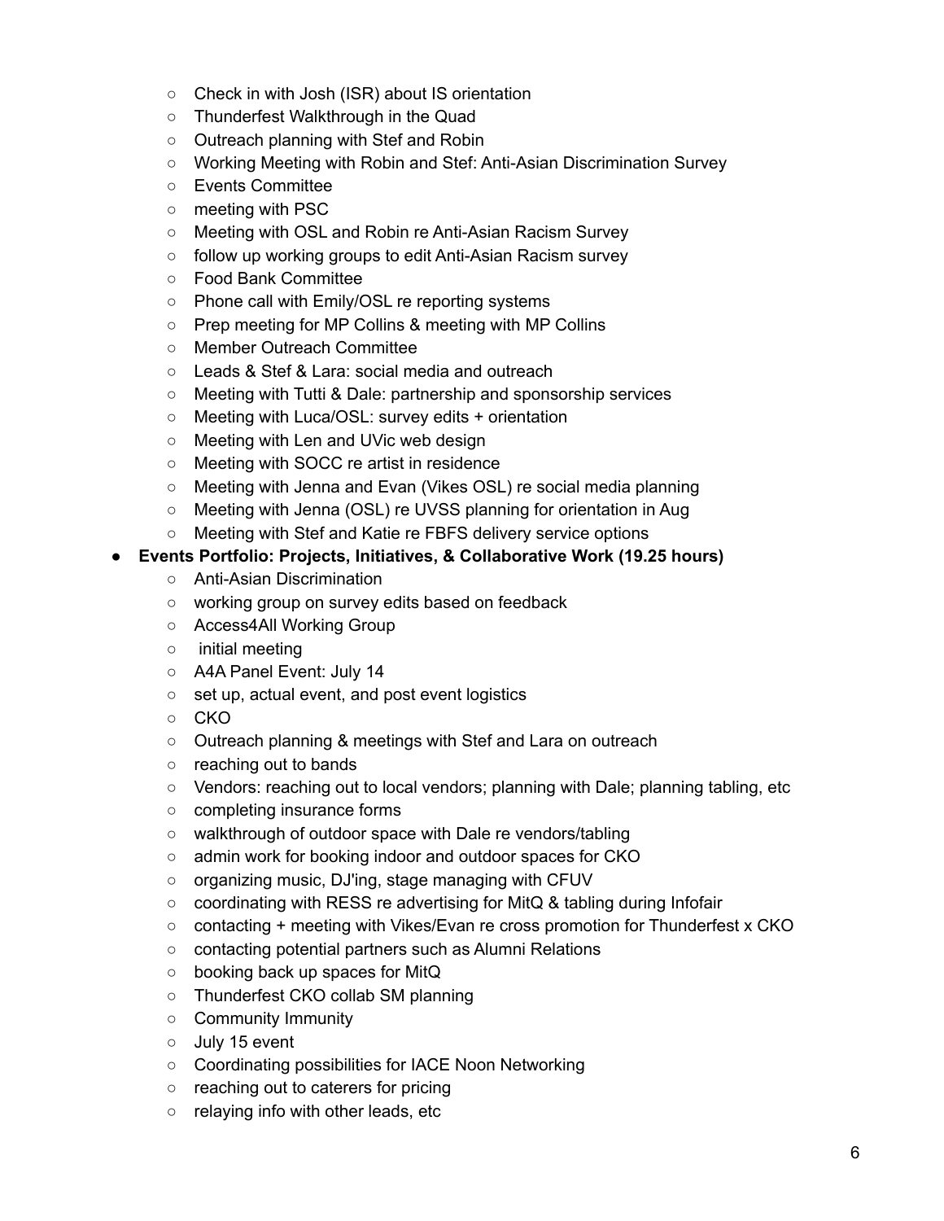- Check in with Josh (ISR) about IS orientation
  - Thunderfest Walkthrough in the Quad
  - Outreach planning with Stef and Robin
  - Working Meeting with Robin and Stef: Anti-Asian Discrimination Survey
  - Events Committee
  - meeting with PSC
  - Meeting with OSL and Robin re Anti-Asian Racism Survey
  - follow up working groups to edit Anti-Asian Racism survey
  - Food Bank Committee
  - Phone call with Emily/OSL re reporting systems
  - Prep meeting for MP Collins & meeting with MP Collins
  - Member Outreach Committee
  - Leads & Stef & Lara: social media and outreach
  - Meeting with Tutti & Dale: partnership and sponsorship services
  - Meeting with Luca/OSL: survey edits + orientation
  - Meeting with Len and UVic web design
  - Meeting with SOCC re artist in residence
  - Meeting with Jenna and Evan (Vikes OSL) re social media planning
  - Meeting with Jenna (OSL) re UVSS planning for orientation in Aug
  - Meeting with Stef and Katie re FBFS delivery service options
- **Events Portfolio: Projects, Initiatives, & Collaborative Work (19.25 hours)**
  - Anti-Asian Discrimination
  - working group on survey edits based on feedback
  - Access4All Working Group
  - initial meeting
  - A4A Panel Event: July 14
  - set up, actual event, and post event logistics
  - CKO
  - Outreach planning & meetings with Stef and Lara on outreach
  - reaching out to bands
  - Vendors: reaching out to local vendors; planning with Dale; planning tabling, etc
  - completing insurance forms
  - walkthrough of outdoor space with Dale re vendors/tabling
  - admin work for booking indoor and outdoor spaces for CKO
  - organizing music, DJ'ing, stage managing with CFUV
  - coordinating with RESS re advertising for MitQ & tabling during Infofair
  - contacting + meeting with Vikes/Evan re cross promotion for Thunderfest x CKO
  - contacting potential partners such as Alumni Relations
  - booking back up spaces for MitQ
  - Thunderfest CKO collab SM planning
  - Community Immunity
  - July 15 event
  - Coordinating possibilities for IACE Noon Networking
  - reaching out to caterers for pricing
  - relaying info with other leads, etc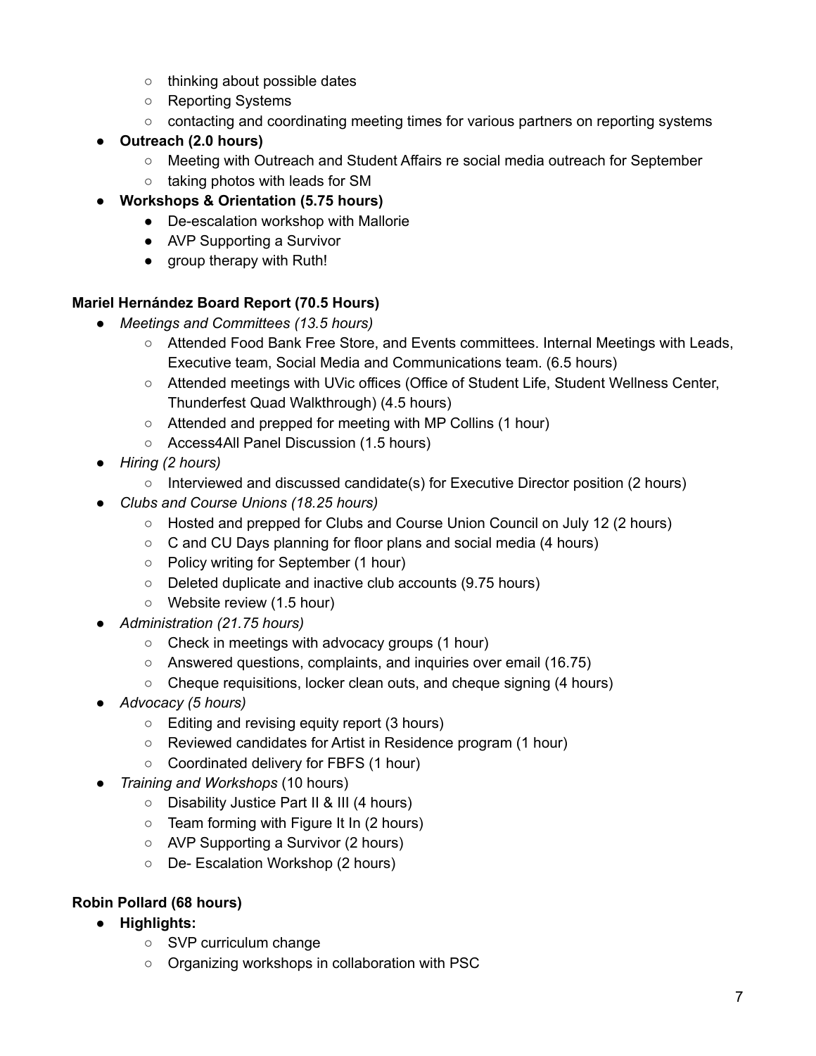- thinking about possible dates
  - Reporting Systems
  - contacting and coordinating meeting times for various partners on reporting systems
- **Outreach (2.0 hours)**
  - Meeting with Outreach and Student Affairs re social media outreach for September
  - taking photos with leads for SM
- **Workshops & Orientation (5.75 hours)**
  - De-escalation workshop with Mallorie
  - AVP Supporting a Survivor
  - group therapy with Ruth!

**Mariel Hernández Board Report (70.5 Hours)**

- *Meetings and Committees (13.5 hours)*
  - Attended Food Bank Free Store, and Events committees. Internal Meetings with Leads, Executive team, Social Media and Communications team. (6.5 hours)
  - Attended meetings with UVic offices (Office of Student Life, Student Wellness Center, Thunderfest Quad Walkthrough) (4.5 hours)
  - Attended and prepped for meeting with MP Collins (1 hour)
  - Access4All Panel Discussion (1.5 hours)
- *Hiring (2 hours)*
  - Interviewed and discussed candidate(s) for Executive Director position (2 hours)
- *Clubs and Course Unions (18.25 hours)*
  - Hosted and prepped for Clubs and Course Union Council on July 12 (2 hours)
  - C and CU Days planning for floor plans and social media (4 hours)
  - Policy writing for September (1 hour)
  - Deleted duplicate and inactive club accounts (9.75 hours)
  - Website review (1.5 hour)
- *Administration (21.75 hours)*
  - Check in meetings with advocacy groups (1 hour)
  - Answered questions, complaints, and inquiries over email (16.75)
  - Cheque requisitions, locker clean outs, and cheque signing (4 hours)
- *Advocacy (5 hours)*
  - Editing and revising equity report (3 hours)
  - Reviewed candidates for Artist in Residence program (1 hour)
  - Coordinated delivery for FBFS (1 hour)
- *Training and Workshops* (10 hours)
  - Disability Justice Part II & III (4 hours)
  - Team forming with Figure It In (2 hours)
  - AVP Supporting a Survivor (2 hours)
  - De- Escalation Workshop (2 hours)

**Robin Pollard (68 hours)**

- **Highlights:**
  - SVP curriculum change
  - Organizing workshops in collaboration with PSC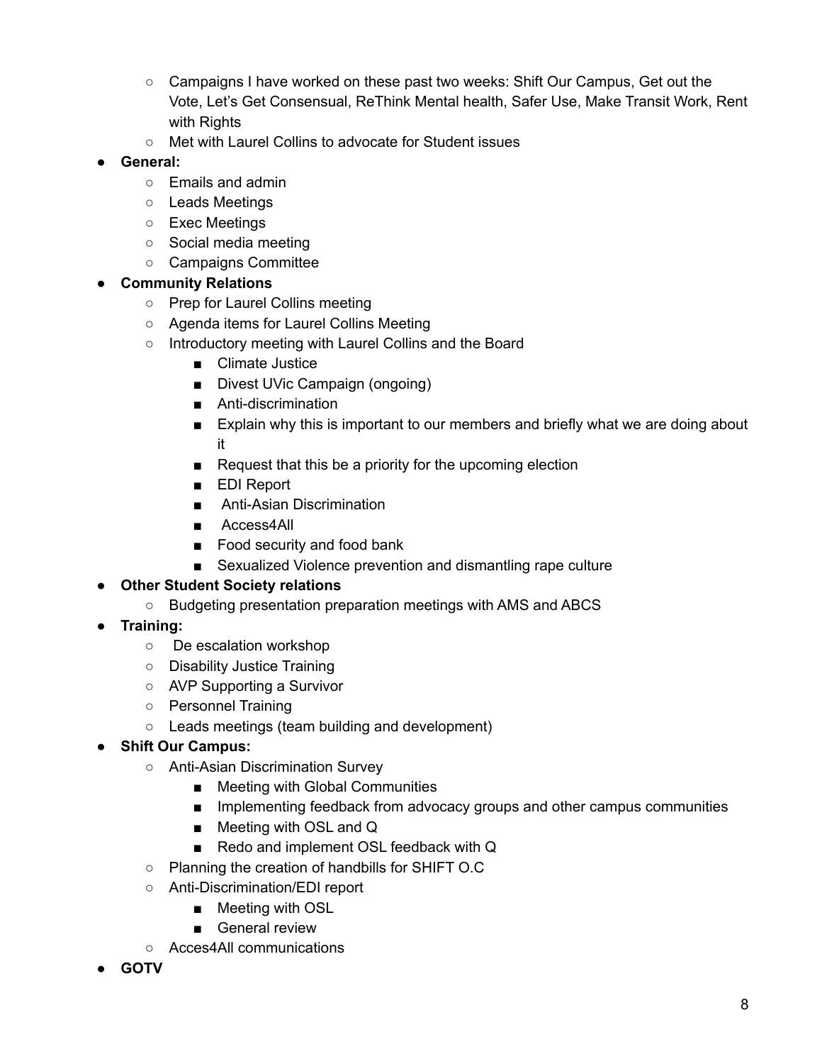- Campaigns I have worked on these past two weeks: Shift Our Campus, Get out the Vote, Let's Get Consensual, ReThink Mental health, Safer Use, Make Transit Work, Rent with Rights
    - Met with Laurel Collins to advocate for Student issues
- **General:**
    - Emails and admin
    - Leads Meetings
    - Exec Meetings
    - Social media meeting
    - Campaigns Committee
- **Community Relations**
    - Prep for Laurel Collins meeting
    - Agenda items for Laurel Collins Meeting
    - Introductory meeting with Laurel Collins and the Board
        - Climate Justice
        - Divest UVic Campaign (ongoing)
        - Anti-discrimination
        - Explain why this is important to our members and briefly what we are doing about it
        - Request that this be a priority for the upcoming election
        - EDI Report
        - Anti-Asian Discrimination
        - Access4All
        - Food security and food bank
        - Sexualized Violence prevention and dismantling rape culture
- **Other Student Society relations**
    - Budgeting presentation preparation meetings with AMS and ABCS
- **Training:**
    - De escalation workshop
    - Disability Justice Training
    - AVP Supporting a Survivor
    - Personnel Training
    - Leads meetings (team building and development)
- **Shift Our Campus:**
    - Anti-Asian Discrimination Survey
        - Meeting with Global Communities
        - Implementing feedback from advocacy groups and other campus communities
        - Meeting with OSL and Q
        - Redo and implement OSL feedback with Q
    - Planning the creation of handbills for SHIFT O.C
    - Anti-Discrimination/EDI report
        - Meeting with OSL
        - General review
    - Acces4All communications
- **GOTV**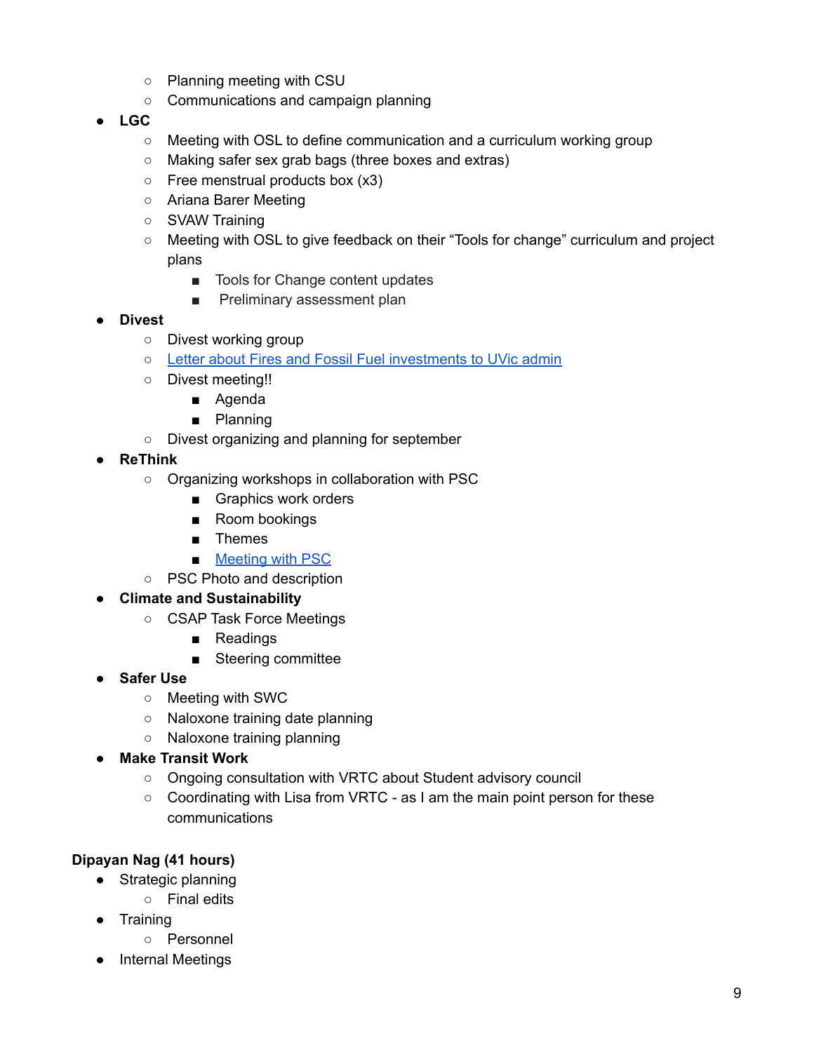- Planning meeting with CSU
    - Communications and campaign planning
- **LGC**
    - Meeting with OSL to define communication and a curriculum working group
    - Making safer sex grab bags (three boxes and extras)
    - Free menstrual products box (x3)
    - Ariana Barer Meeting
    - SVAW Training
    - Meeting with OSL to give feedback on their "Tools for change" curriculum and project plans
        - Tools for Change content updates
        - Preliminary assessment plan
- **Divest**
    - Divest working group
    - [Letter about Fires and Fossil Fuel investments to UVic admin]()
    - Divest meeting!!
        - Agenda
        - Planning
    - Divest organizing and planning for september
- **ReThink**
    - Organizing workshops in collaboration with PSC
        - Graphics work orders
        - Room bookings
        - Themes
        - [Meeting with PSC]()
    - PSC Photo and description
- **Climate and Sustainability**
    - CSAP Task Force Meetings
        - Readings
        - Steering committee
- **Safer Use**
    - Meeting with SWC
    - Naloxone training date planning
    - Naloxone training planning
- **Make Transit Work**
    - Ongoing consultation with VRTC about Student advisory council
    - Coordinating with Lisa from VRTC - as I am the main point person for these communications

**Dipayan Nag (41 hours)**

- Strategic planning
    - Final edits
- Training
    - Personnel
- Internal Meetings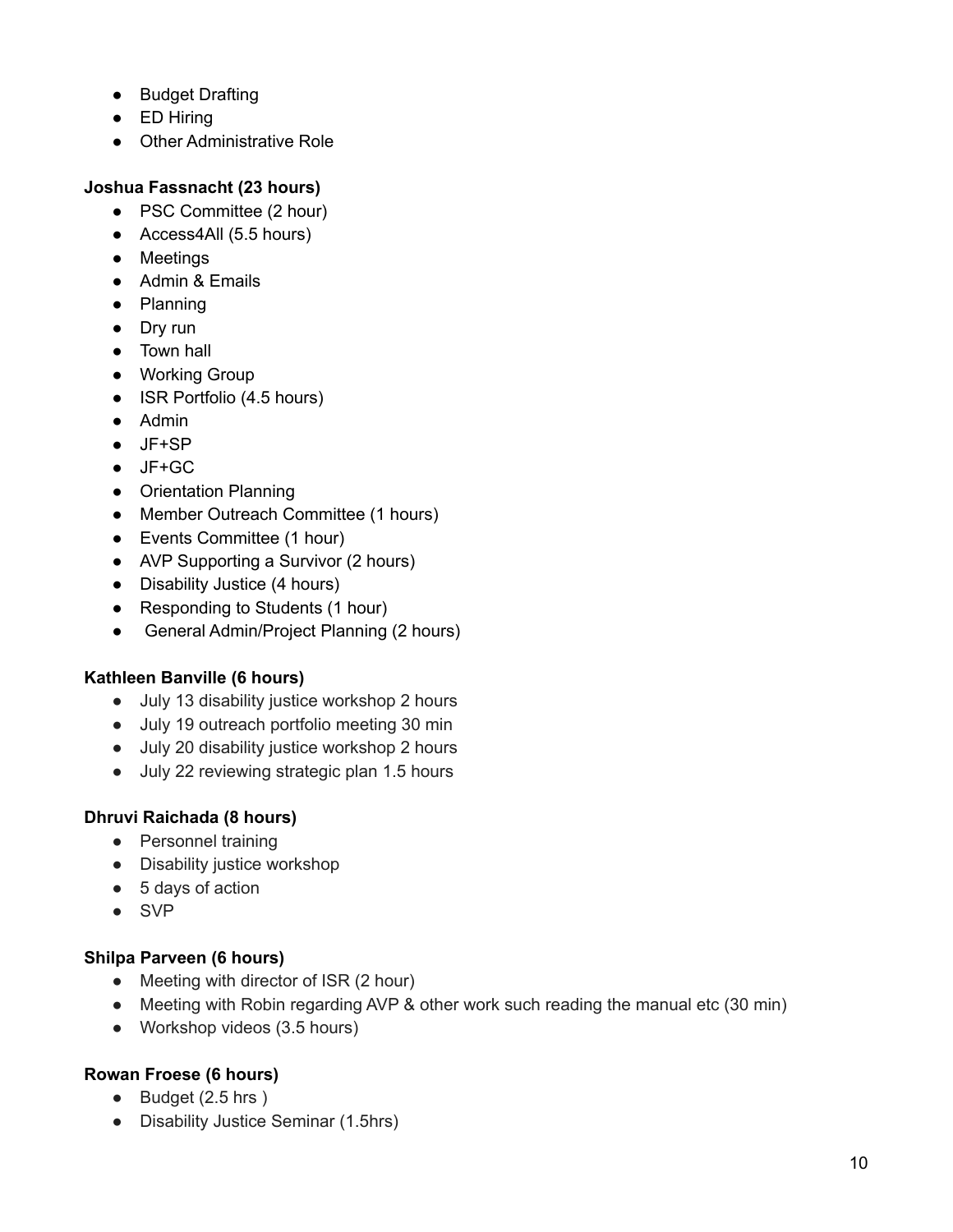- Budget Drafting
- ED Hiring
- Other Administrative Role

**Joshua Fassnacht (23 hours)**

- PSC Committee (2 hour)
- Access4All (5.5 hours)
- Meetings
- Admin & Emails
- Planning
- Dry run
- Town hall
- Working Group
- ISR Portfolio (4.5 hours)
- Admin
- JF+SP
- JF+GC
- Orientation Planning
- Member Outreach Committee (1 hours)
- Events Committee (1 hour)
- AVP Supporting a Survivor (2 hours)
- Disability Justice (4 hours)
- Responding to Students (1 hour)
- General Admin/Project Planning (2 hours)

**Kathleen Banville (6 hours)**

- July 13 disability justice workshop 2 hours
- July 19 outreach portfolio meeting 30 min
- July 20 disability justice workshop 2 hours
- July 22 reviewing strategic plan 1.5 hours

**Dhruvi Raichada (8 hours)**

- Personnel training
- Disability justice workshop
- 5 days of action
- SVP

**Shilpa Parveen (6 hours)**

- Meeting with director of ISR (2 hour)
- Meeting with Robin regarding AVP & other work such reading the manual etc (30 min)
- Workshop videos (3.5 hours)

**Rowan Froese (6 hours)**

- Budget (2.5 hrs )
- Disability Justice Seminar (1.5hrs)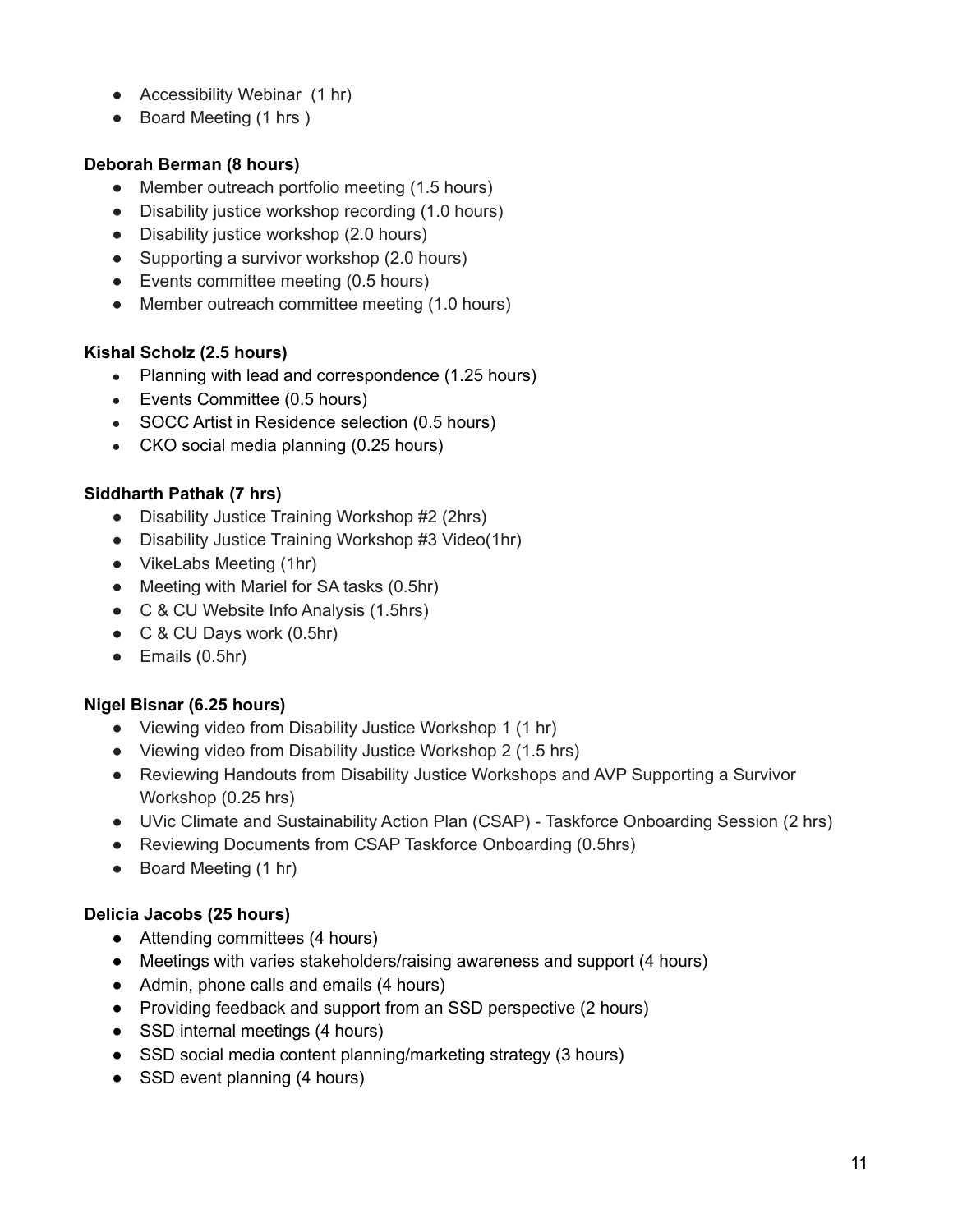- Accessibility Webinar  (1 hr)
- Board Meeting (1 hrs )

**Deborah Berman (8 hours)**

- Member outreach portfolio meeting (1.5 hours)
- Disability justice workshop recording (1.0 hours)
- Disability justice workshop (2.0 hours)
- Supporting a survivor workshop (2.0 hours)
- Events committee meeting (0.5 hours)
- Member outreach committee meeting (1.0 hours)

**Kishal Scholz (2.5 hours)**

- Planning with lead and correspondence (1.25 hours)
- Events Committee (0.5 hours)
- SOCC Artist in Residence selection (0.5 hours)
- CKO social media planning (0.25 hours)

**Siddharth Pathak (7 hrs)**

- Disability Justice Training Workshop #2 (2hrs)
- Disability Justice Training Workshop #3 Video(1hr)
- VikeLabs Meeting (1hr)
- Meeting with Mariel for SA tasks (0.5hr)
- C & CU Website Info Analysis (1.5hrs)
- C & CU Days work (0.5hr)
- Emails (0.5hr)

**Nigel Bisnar (6.25 hours)**

- Viewing video from Disability Justice Workshop 1 (1 hr)
- Viewing video from Disability Justice Workshop 2 (1.5 hrs)
- Reviewing Handouts from Disability Justice Workshops and AVP Supporting a Survivor Workshop (0.25 hrs)
- UVic Climate and Sustainability Action Plan (CSAP) - Taskforce Onboarding Session (2 hrs)
- Reviewing Documents from CSAP Taskforce Onboarding (0.5hrs)
- Board Meeting (1 hr)

**Delicia Jacobs (25 hours)**

- Attending committees (4 hours)
- Meetings with varies stakeholders/raising awareness and support (4 hours)
- Admin, phone calls and emails (4 hours)
- Providing feedback and support from an SSD perspective (2 hours)
- SSD internal meetings (4 hours)
- SSD social media content planning/marketing strategy (3 hours)
- SSD event planning (4 hours)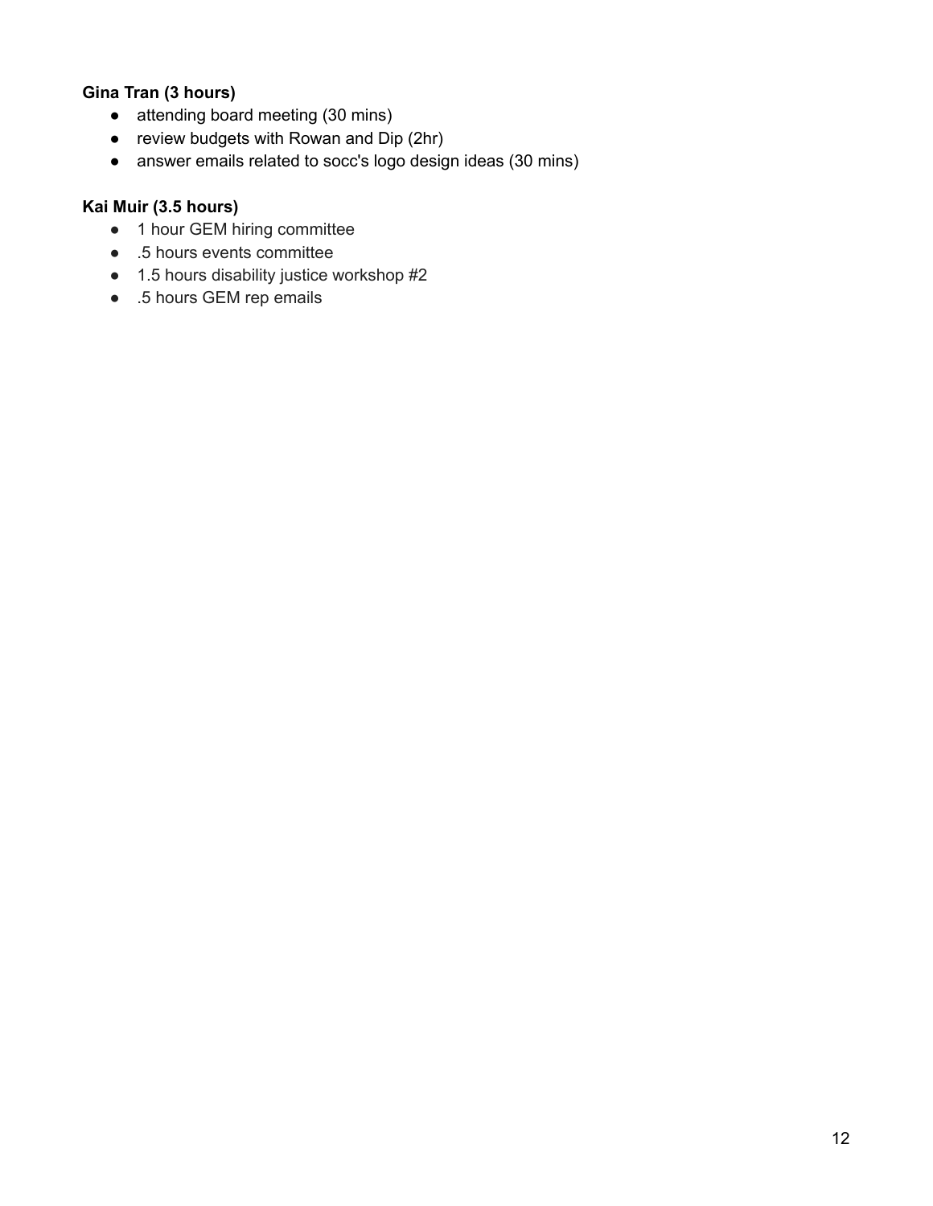**Gina Tran (3 hours)**

- attending board meeting (30 mins)
- review budgets with Rowan and Dip (2hr)
- answer emails related to socc's logo design ideas (30 mins)

**Kai Muir (3.5 hours)**

- 1 hour GEM hiring committee
- .5 hours events committee
- 1.5 hours disability justice workshop #2
- .5 hours GEM rep emails